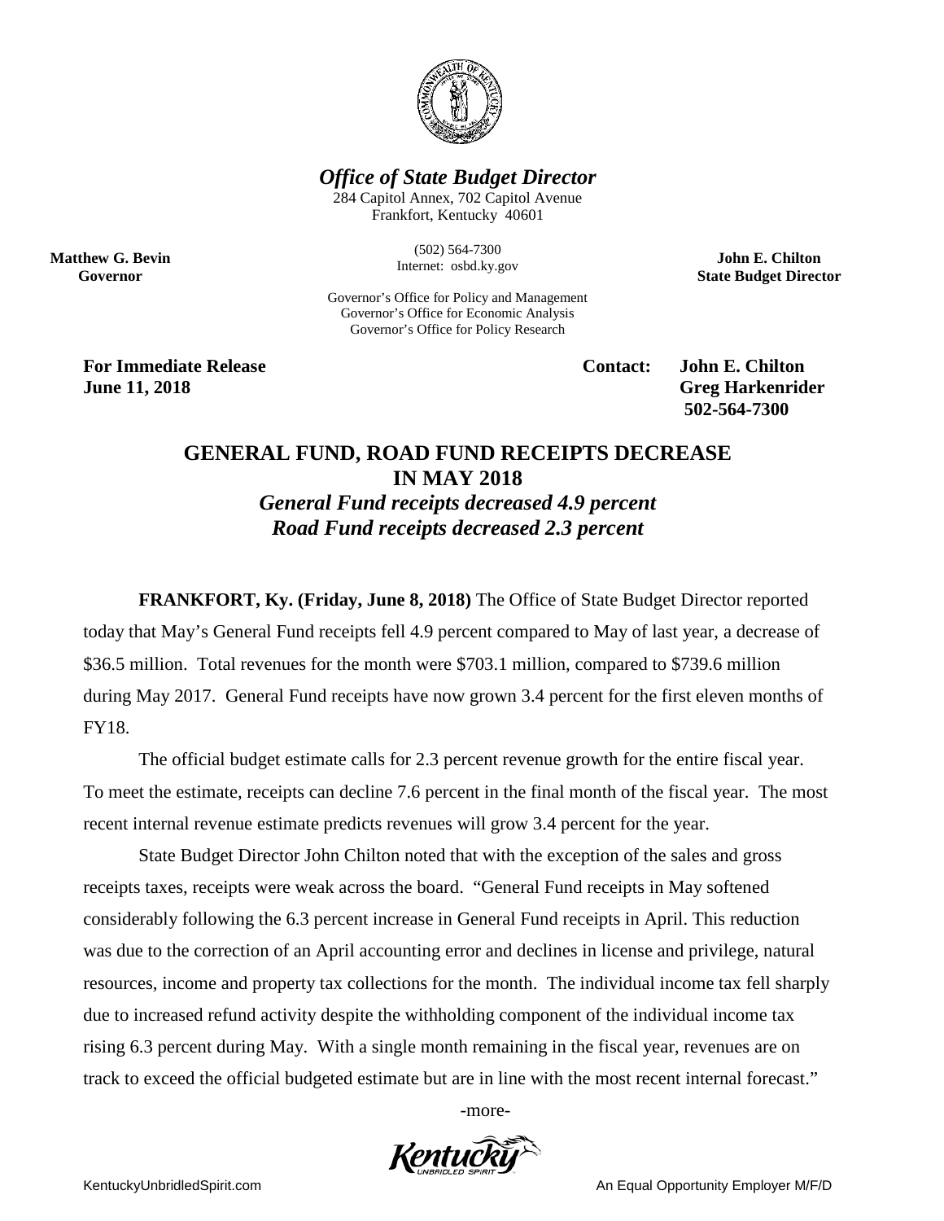***Office of State Budget Director***

284 Capitol Annex, 702 Capitol Avenue
Frankfort, Kentucky 40601

(502) 564-7300
Internet: osbd.ky.gov

Governor's Office for Policy and Management
Governor's Office for Economic Analysis
Governor's Office for Policy Research

**Matthew G. Bevin**
**Governor**

**John E. Chilton**
**State Budget Director**

**For Immediate Release**
**June 11, 2018**

**Contact: John E. Chilton**
**Greg Harkenrider**
**502-564-7300**

## GENERAL FUND, ROAD FUND RECEIPTS DECREASE IN MAY 2018

***General Fund receipts decreased 4.9 percent***
***Road Fund receipts decreased 2.3 percent***

**FRANKFORT, Ky. (Friday, June 8, 2018)** The Office of State Budget Director reported today that May's General Fund receipts fell 4.9 percent compared to May of last year, a decrease of $36.5 million. Total revenues for the month were $703.1 million, compared to $739.6 million during May 2017. General Fund receipts have now grown 3.4 percent for the first eleven months of FY18.

The official budget estimate calls for 2.3 percent revenue growth for the entire fiscal year. To meet the estimate, receipts can decline 7.6 percent in the final month of the fiscal year. The most recent internal revenue estimate predicts revenues will grow 3.4 percent for the year.

State Budget Director John Chilton noted that with the exception of the sales and gross receipts taxes, receipts were weak across the board. "General Fund receipts in May softened considerably following the 6.3 percent increase in General Fund receipts in April. This reduction was due to the correction of an April accounting error and declines in license and privilege, natural resources, income and property tax collections for the month. The individual income tax fell sharply due to increased refund activity despite the withholding component of the individual income tax rising 6.3 percent during May. With a single month remaining in the fiscal year, revenues are on track to exceed the official budgeted estimate but are in line with the most recent internal forecast."

-more-

KentuckyUnbridledSpirit.com

An Equal Opportunity Employer M/F/D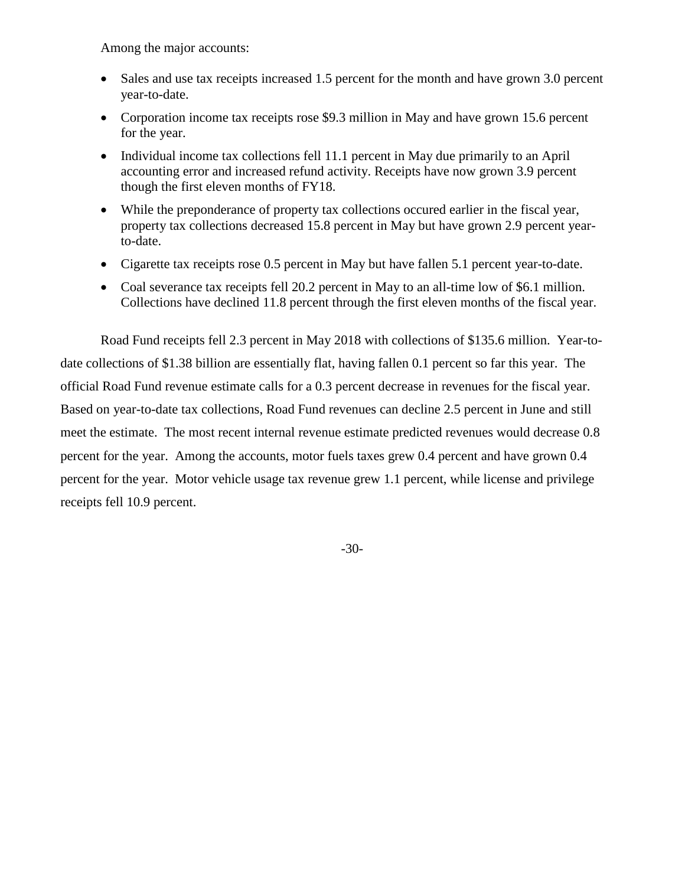Among the major accounts:

- Sales and use tax receipts increased 1.5 percent for the month and have grown 3.0 percent year-to-date.
- Corporation income tax receipts rose $9.3 million in May and have grown 15.6 percent for the year.
- Individual income tax collections fell 11.1 percent in May due primarily to an April accounting error and increased refund activity. Receipts have now grown 3.9 percent though the first eleven months of FY18.
- While the preponderance of property tax collections occured earlier in the fiscal year, property tax collections decreased 15.8 percent in May but have grown 2.9 percent year-to-date.
- Cigarette tax receipts rose 0.5 percent in May but have fallen 5.1 percent year-to-date.
- Coal severance tax receipts fell 20.2 percent in May to an all-time low of $6.1 million. Collections have declined 11.8 percent through the first eleven months of the fiscal year.

Road Fund receipts fell 2.3 percent in May 2018 with collections of $135.6 million. Year-to-date collections of $1.38 billion are essentially flat, having fallen 0.1 percent so far this year. The official Road Fund revenue estimate calls for a 0.3 percent decrease in revenues for the fiscal year. Based on year-to-date tax collections, Road Fund revenues can decline 2.5 percent in June and still meet the estimate. The most recent internal revenue estimate predicted revenues would decrease 0.8 percent for the year. Among the accounts, motor fuels taxes grew 0.4 percent and have grown 0.4 percent for the year. Motor vehicle usage tax revenue grew 1.1 percent, while license and privilege receipts fell 10.9 percent.

-30-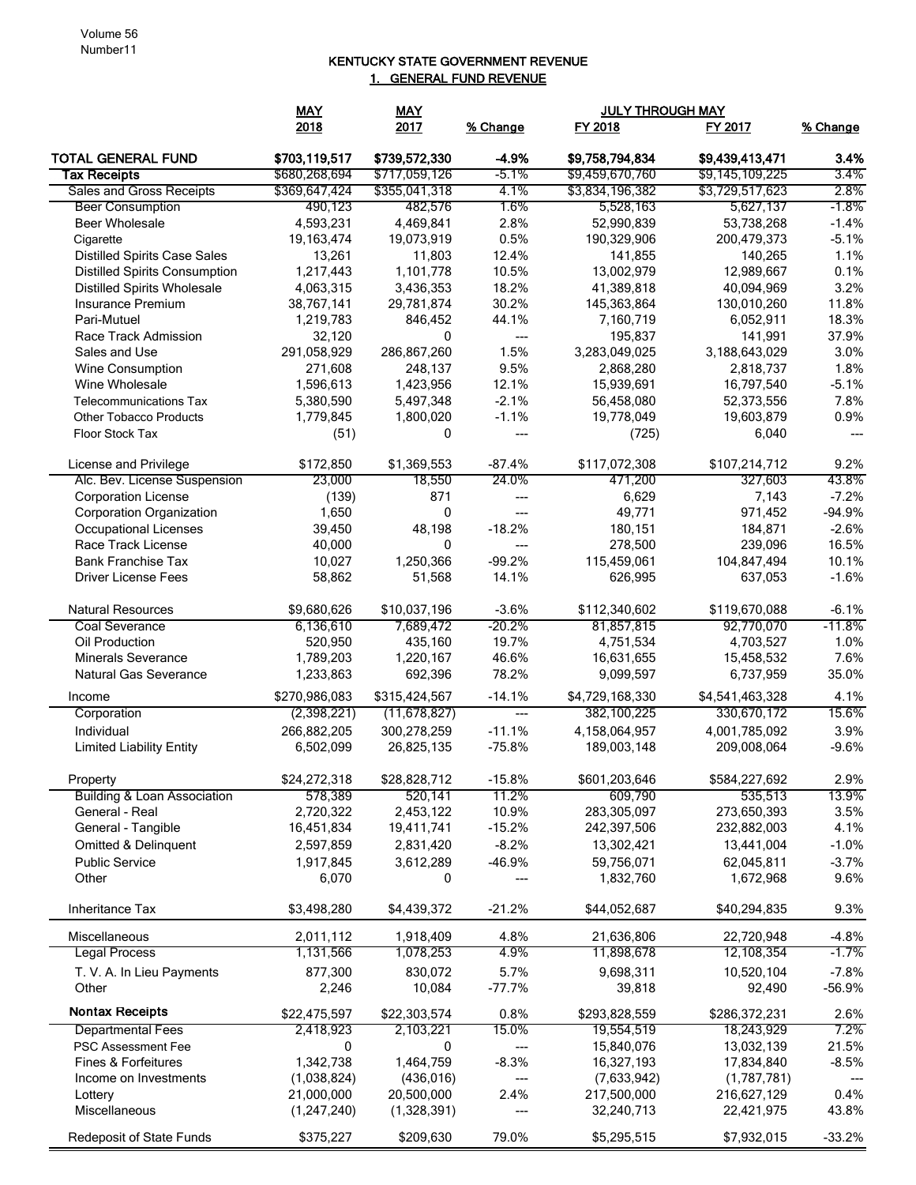# KENTUCKY STATE GOVERNMENT REVENUE

## 1. GENERAL FUND REVENUE

| | MAY 2018 | MAY 2017 | % Change | JULY THROUGH MAY FY 2018 | FY 2017 | % Change |
|---|---|---|---|---|---|---|
| **TOTAL GENERAL FUND** | **$703,119,517** | **$739,572,330** | **-4.9%** | **$9,758,794,834** | **$9,439,413,471** | **3.4%** |
| **Tax Receipts** | $680,268,694 | $717,059,126 | -5.1% | $9,459,670,760 | $9,145,109,225 | 3.4% |
| Sales and Gross Receipts | $369,647,424 | $355,041,318 | 4.1% | $3,834,196,382 | $3,729,517,623 | 2.8% |
| Beer Consumption | 490,123 | 482,576 | 1.6% | 5,528,163 | 5,627,137 | -1.8% |
| Beer Wholesale | 4,593,231 | 4,469,841 | 2.8% | 52,990,839 | 53,738,268 | -1.4% |
| Cigarette | 19,163,474 | 19,073,919 | 0.5% | 190,329,906 | 200,479,373 | -5.1% |
| Distilled Spirits Case Sales | 13,261 | 11,803 | 12.4% | 141,855 | 140,265 | 1.1% |
| Distilled Spirits Consumption | 1,217,443 | 1,101,778 | 10.5% | 13,002,979 | 12,989,667 | 0.1% |
| Distilled Spirits Wholesale | 4,063,315 | 3,436,353 | 18.2% | 41,389,818 | 40,094,969 | 3.2% |
| Insurance Premium | 38,767,141 | 29,781,874 | 30.2% | 145,363,864 | 130,010,260 | 11.8% |
| Pari-Mutuel | 1,219,783 | 846,452 | 44.1% | 7,160,719 | 6,052,911 | 18.3% |
| Race Track Admission | 32,120 | 0 | --- | 195,837 | 141,991 | 37.9% |
| Sales and Use | 291,058,929 | 286,867,260 | 1.5% | 3,283,049,025 | 3,188,643,029 | 3.0% |
| Wine Consumption | 271,608 | 248,137 | 9.5% | 2,868,280 | 2,818,737 | 1.8% |
| Wine Wholesale | 1,596,613 | 1,423,956 | 12.1% | 15,939,691 | 16,797,540 | -5.1% |
| Telecommunications Tax | 5,380,590 | 5,497,348 | -2.1% | 56,458,080 | 52,373,556 | 7.8% |
| Other Tobacco Products | 1,779,845 | 1,800,020 | -1.1% | 19,778,049 | 19,603,879 | 0.9% |
| Floor Stock Tax | (51) | 0 | --- | (725) | 6,040 | --- |
| License and Privilege | $172,850 | $1,369,553 | -87.4% | $117,072,308 | $107,214,712 | 9.2% |
| Alc. Bev. License Suspension | 23,000 | 18,550 | 24.0% | 471,200 | 327,603 | 43.8% |
| Corporation License | (139) | 871 | --- | 6,629 | 7,143 | -7.2% |
| Corporation Organization | 1,650 | 0 | --- | 49,771 | 971,452 | -94.9% |
| Occupational Licenses | 39,450 | 48,198 | -18.2% | 180,151 | 184,871 | -2.6% |
| Race Track License | 40,000 | 0 | --- | 278,500 | 239,096 | 16.5% |
| Bank Franchise Tax | 10,027 | 1,250,366 | -99.2% | 115,459,061 | 104,847,494 | 10.1% |
| Driver License Fees | 58,862 | 51,568 | 14.1% | 626,995 | 637,053 | -1.6% |
| Natural Resources | $9,680,626 | $10,037,196 | -3.6% | $112,340,602 | $119,670,088 | -6.1% |
| Coal Severance | 6,136,610 | 7,689,472 | -20.2% | 81,857,815 | 92,770,070 | -11.8% |
| Oil Production | 520,950 | 435,160 | 19.7% | 4,751,534 | 4,703,527 | 1.0% |
| Minerals Severance | 1,789,203 | 1,220,167 | 46.6% | 16,631,655 | 15,458,532 | 7.6% |
| Natural Gas Severance | 1,233,863 | 692,396 | 78.2% | 9,099,597 | 6,737,959 | 35.0% |
| Income | $270,986,083 | $315,424,567 | -14.1% | $4,729,168,330 | $4,541,463,328 | 4.1% |
| Corporation | (2,398,221) | (11,678,827) | --- | 382,100,225 | 330,670,172 | 15.6% |
| Individual | 266,882,205 | 300,278,259 | -11.1% | 4,158,064,957 | 4,001,785,092 | 3.9% |
| Limited Liability Entity | 6,502,099 | 26,825,135 | -75.8% | 189,003,148 | 209,008,064 | -9.6% |
| Property | $24,272,318 | $28,828,712 | -15.8% | $601,203,646 | $584,227,692 | 2.9% |
| Building & Loan Association | 578,389 | 520,141 | 11.2% | 609,790 | 535,513 | 13.9% |
| General - Real | 2,720,322 | 2,453,122 | 10.9% | 283,305,097 | 273,650,393 | 3.5% |
| General - Tangible | 16,451,834 | 19,411,741 | -15.2% | 242,397,506 | 232,882,003 | 4.1% |
| Omitted & Delinquent | 2,597,859 | 2,831,420 | -8.2% | 13,302,421 | 13,441,004 | -1.0% |
| Public Service | 1,917,845 | 3,612,289 | -46.9% | 59,756,071 | 62,045,811 | -3.7% |
| Other | 6,070 | 0 | --- | 1,832,760 | 1,672,968 | 9.6% |
| Inheritance Tax | $3,498,280 | $4,439,372 | -21.2% | $44,052,687 | $40,294,835 | 9.3% |
| Miscellaneous | 2,011,112 | 1,918,409 | 4.8% | 21,636,806 | 22,720,948 | -4.8% |
| Legal Process | 1,131,566 | 1,078,253 | 4.9% | 11,898,678 | 12,108,354 | -1.7% |
| T. V. A. In Lieu Payments | 877,300 | 830,072 | 5.7% | 9,698,311 | 10,520,104 | -7.8% |
| Other | 2,246 | 10,084 | -77.7% | 39,818 | 92,490 | -56.9% |
| **Nontax Receipts** | $22,475,597 | $22,303,574 | 0.8% | $293,828,559 | $286,372,231 | 2.6% |
| Departmental Fees | 2,418,923 | 2,103,221 | 15.0% | 19,554,519 | 18,243,929 | 7.2% |
| PSC Assessment Fee | 0 | 0 | --- | 15,840,076 | 13,032,139 | 21.5% |
| Fines & Forfeitures | 1,342,738 | 1,464,759 | -8.3% | 16,327,193 | 17,834,840 | -8.5% |
| Income on Investments | (1,038,824) | (436,016) | --- | (7,633,942) | (1,787,781) | --- |
| Lottery | 21,000,000 | 20,500,000 | 2.4% | 217,500,000 | 216,627,129 | 0.4% |
| Miscellaneous | (1,247,240) | (1,328,391) | --- | 32,240,713 | 22,421,975 | 43.8% |
| Redeposit of State Funds | $375,227 | $209,630 | 79.0% | $5,295,515 | $7,932,015 | -33.2% |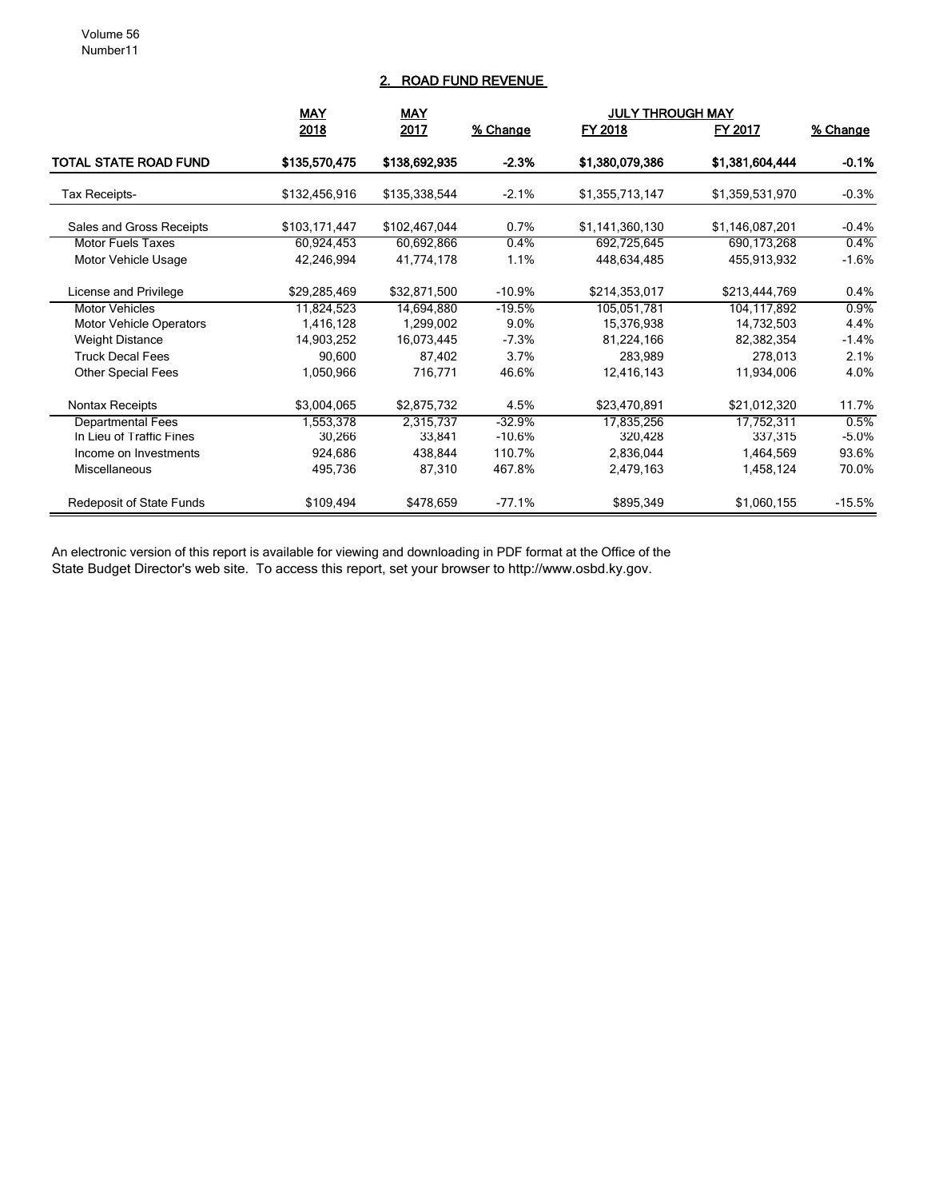## 2. ROAD FUND REVENUE

| | MAY 2018 | MAY 2017 | % Change | JULY THROUGH MAY FY 2018 | FY 2017 | % Change |
|---|---|---|---|---|---|---|
| **TOTAL STATE ROAD FUND** | **$135,570,475** | **$138,692,935** | **-2.3%** | **$1,380,079,386** | **$1,381,604,444** | **-0.1%** |
| Tax Receipts- | $132,456,916 | $135,338,544 | -2.1% | $1,355,713,147 | $1,359,531,970 | -0.3% |
| Sales and Gross Receipts | $103,171,447 | $102,467,044 | 0.7% | $1,141,360,130 | $1,146,087,201 | -0.4% |
| Motor Fuels Taxes | 60,924,453 | 60,692,866 | 0.4% | 692,725,645 | 690,173,268 | 0.4% |
| Motor Vehicle Usage | 42,246,994 | 41,774,178 | 1.1% | 448,634,485 | 455,913,932 | -1.6% |
| License and Privilege | $29,285,469 | $32,871,500 | -10.9% | $214,353,017 | $213,444,769 | 0.4% |
| Motor Vehicles | 11,824,523 | 14,694,880 | -19.5% | 105,051,781 | 104,117,892 | 0.9% |
| Motor Vehicle Operators | 1,416,128 | 1,299,002 | 9.0% | 15,376,938 | 14,732,503 | 4.4% |
| Weight Distance | 14,903,252 | 16,073,445 | -7.3% | 81,224,166 | 82,382,354 | -1.4% |
| Truck Decal Fees | 90,600 | 87,402 | 3.7% | 283,989 | 278,013 | 2.1% |
| Other Special Fees | 1,050,966 | 716,771 | 46.6% | 12,416,143 | 11,934,006 | 4.0% |
| Nontax Receipts | $3,004,065 | $2,875,732 | 4.5% | $23,470,891 | $21,012,320 | 11.7% |
| Departmental Fees | 1,553,378 | 2,315,737 | -32.9% | 17,835,256 | 17,752,311 | 0.5% |
| In Lieu of Traffic Fines | 30,266 | 33,841 | -10.6% | 320,428 | 337,315 | -5.0% |
| Income on Investments | 924,686 | 438,844 | 110.7% | 2,836,044 | 1,464,569 | 93.6% |
| Miscellaneous | 495,736 | 87,310 | 467.8% | 2,479,163 | 1,458,124 | 70.0% |
| Redeposit of State Funds | $109,494 | $478,659 | -77.1% | $895,349 | $1,060,155 | -15.5% |

An electronic version of this report is available for viewing and downloading in PDF format at the Office of the State Budget Director's web site. To access this report, set your browser to http://www.osbd.ky.gov.